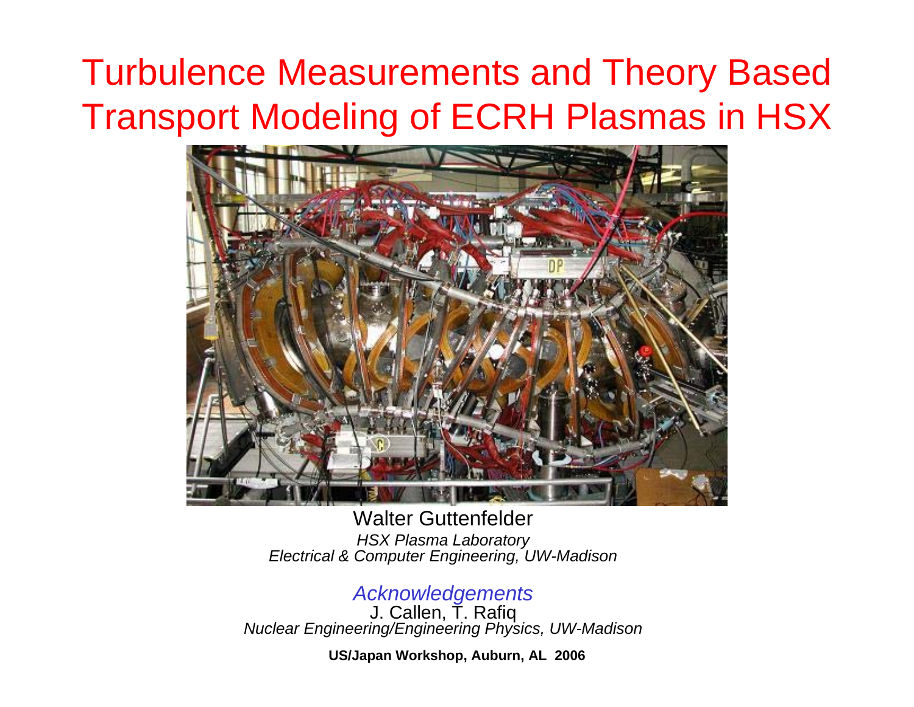# Turbulence Measurements and Theory Based Transport Modeling of ECRH Plasmas in HSX

Walter Guttenfelder

*HSX Plasma Laboratory*
*Electrical & Computer Engineering, UW-Madison*

*Acknowledgements*

J. Callen, T. Rafiq
*Nuclear Engineering/Engineering Physics, UW-Madison*

**US/Japan Workshop, Auburn, AL 2006**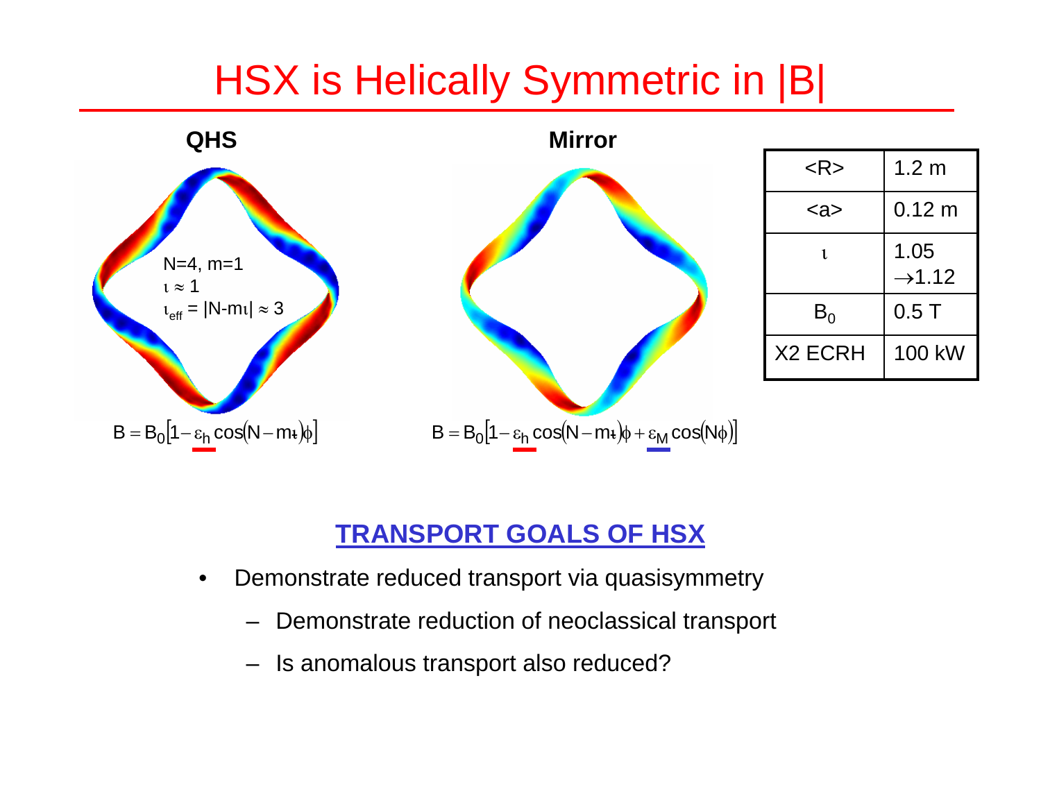# HSX is Helically Symmetric in |B|

**QHS**

N=4, m=1

$\iota \approx 1$

$\iota_{eff} = |N - m\iota| \approx 3$

$$B = B_0\left[1 - \varepsilon_h \cos(N - m\iota)\phi\right]$$

**Mirror**

$$B = B_0\left[1 - \varepsilon_h \cos(N - m\iota)\phi + \varepsilon_M \cos(N\phi)\right]$$

| | |
|---|---|
| <R> | 1.2 m |
| <a> | 0.12 m |
| $\iota$ | 1.05 $\rightarrow$1.12 |
| $B_0$ | 0.5 T |
| X2 ECRH | 100 kW |

## TRANSPORT GOALS OF HSX

- Demonstrate reduced transport via quasisymmetry
  - Demonstrate reduction of neoclassical transport
  - Is anomalous transport also reduced?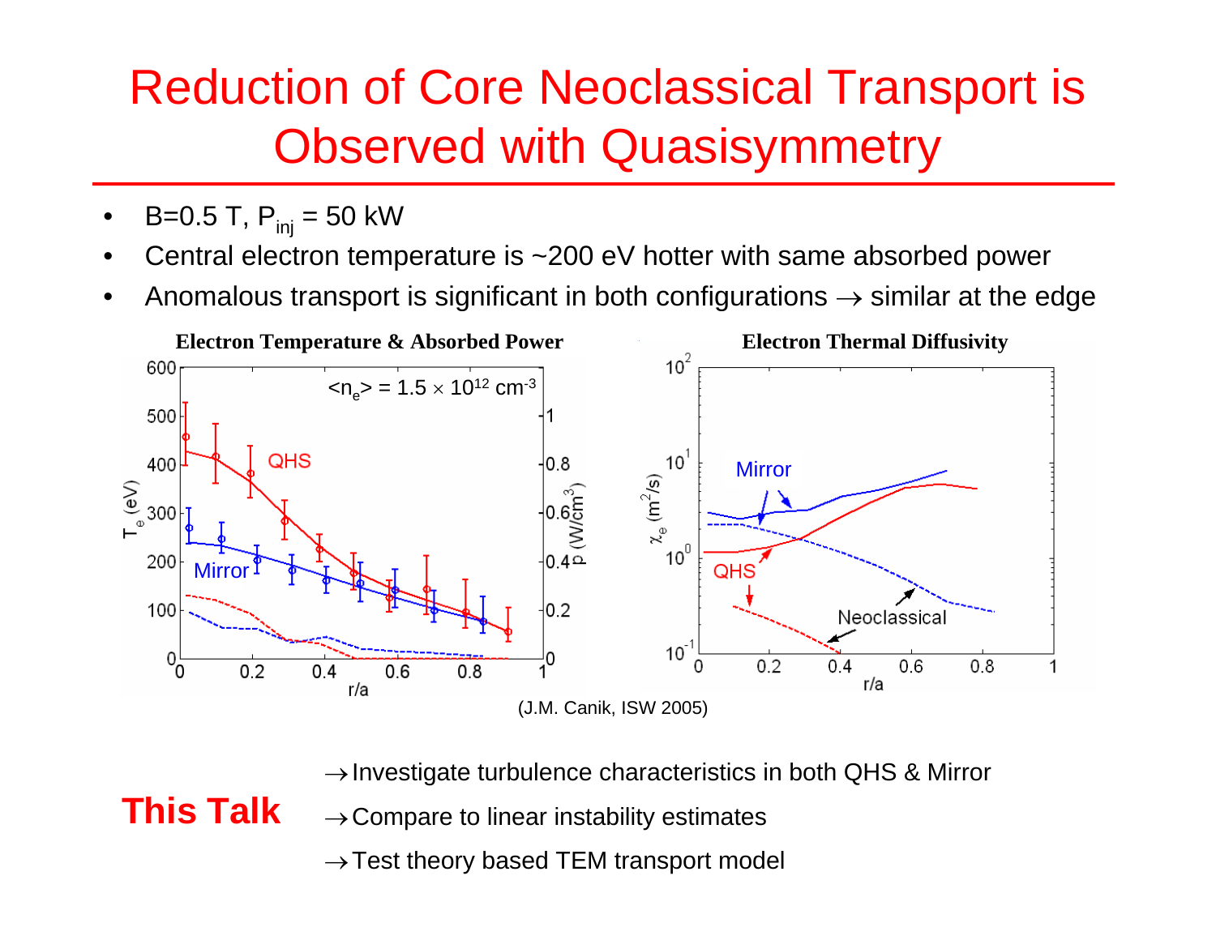# Reduction of Core Neoclassical Transport is Observed with Quasisymmetry

- $B=0.5$ T, $P_{inj} = 50$ kW
- Central electron temperature is ~200 eV hotter with same absorbed power
- Anomalous transport is significant in both configurations $\rightarrow$ similar at the edge

**Electron Temperature & Absorbed Power**

**Electron Thermal Diffusivity**

(J.M. Canik, ISW 2005)

**This Talk**

$\rightarrow$ Investigate turbulence characteristics in both QHS & Mirror

$\rightarrow$ Compare to linear instability estimates

$\rightarrow$ Test theory based TEM transport model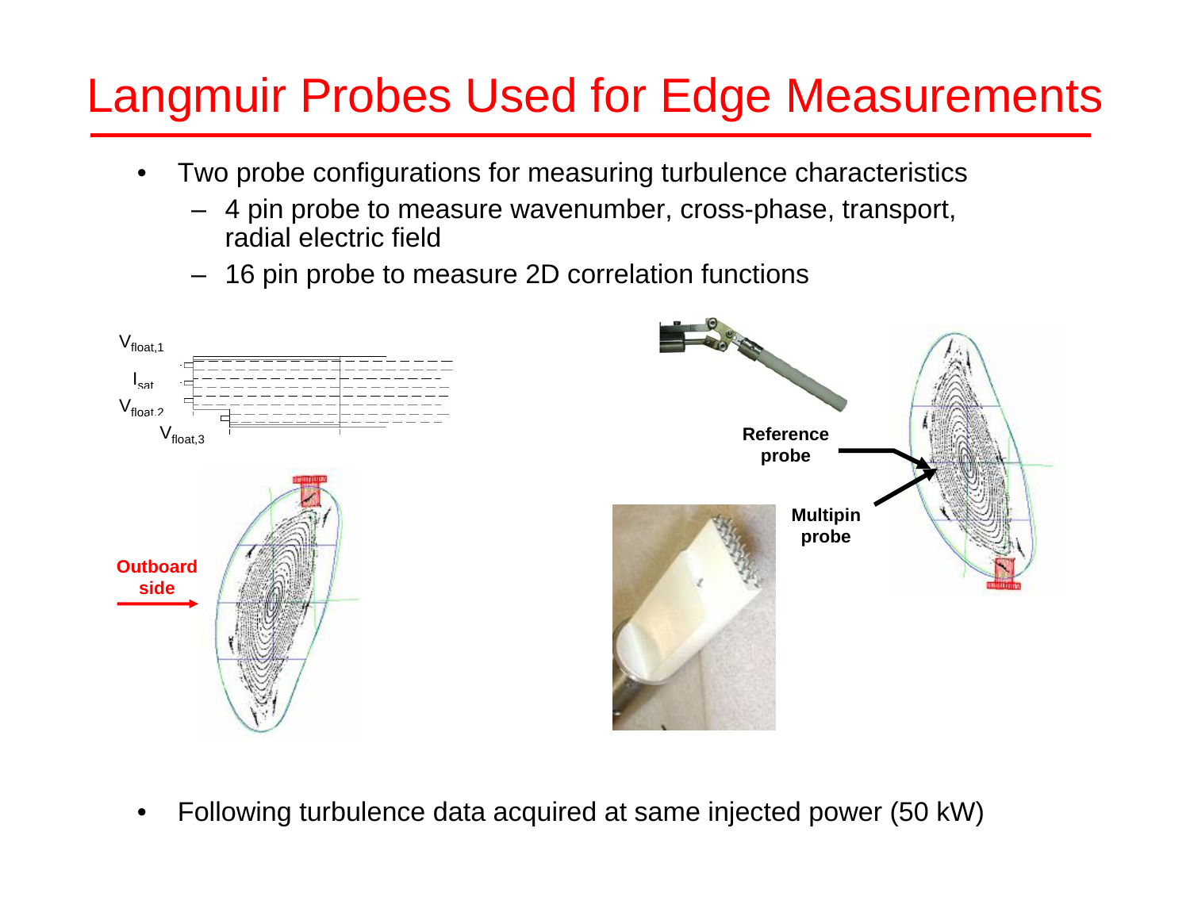# Langmuir Probes Used for Edge Measurements

- Two probe configurations for measuring turbulence characteristics
  - 4 pin probe to measure wavenumber, cross-phase, transport, radial electric field
  - 16 pin probe to measure 2D correlation functions

$V_{float,1}$

$I_{sat}$

$V_{float,2}$

$V_{float,3}$

**Outboard side**

**Reference probe**

**Multipin probe**

- Following turbulence data acquired at same injected power (50 kW)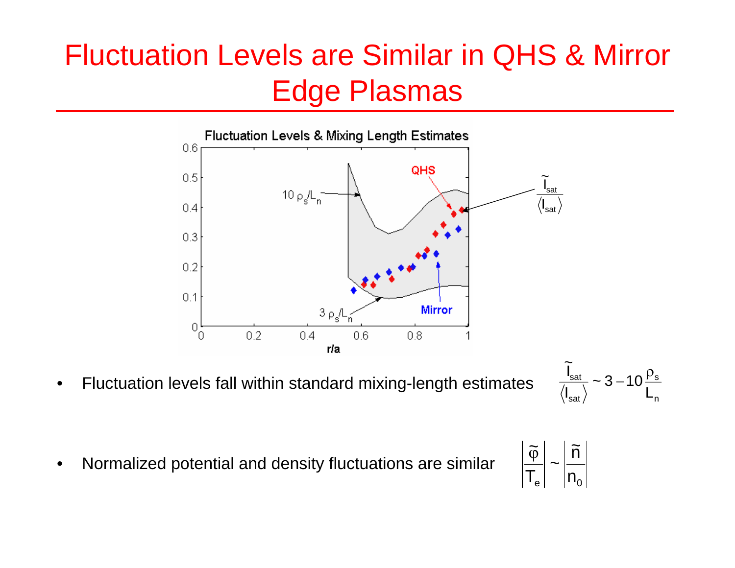# Fluctuation Levels are Similar in QHS & Mirror Edge Plasmas

- Fluctuation levels fall within standard mixing-length estimates $\frac{\tilde{I}_{sat}}{\langle I_{sat} \rangle} \sim 3 - 10 \frac{\rho_s}{L_n}$

- Normalized potential and density fluctuations are similar $\left| \frac{\tilde{\varphi}}{T_e} \right| \sim \left| \frac{\tilde{n}}{n_0} \right|$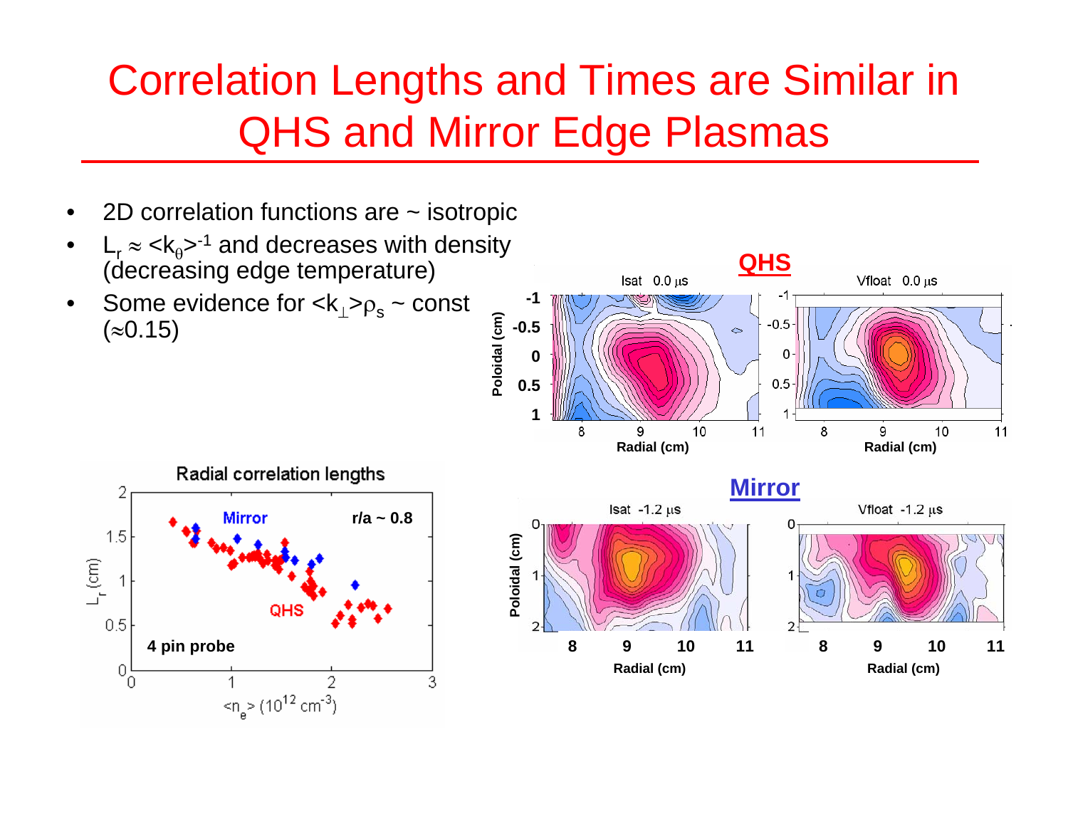# Correlation Lengths and Times are Similar in QHS and Mirror Edge Plasmas

- 2D correlation functions are ~ isotropic
- $L_r \approx \langle k_\theta \rangle^{-1}$ and decreases with density (decreasing edge temperature)
- Some evidence for $\langle k_\perp \rangle \rho_s$ ~ const ($\approx$0.15)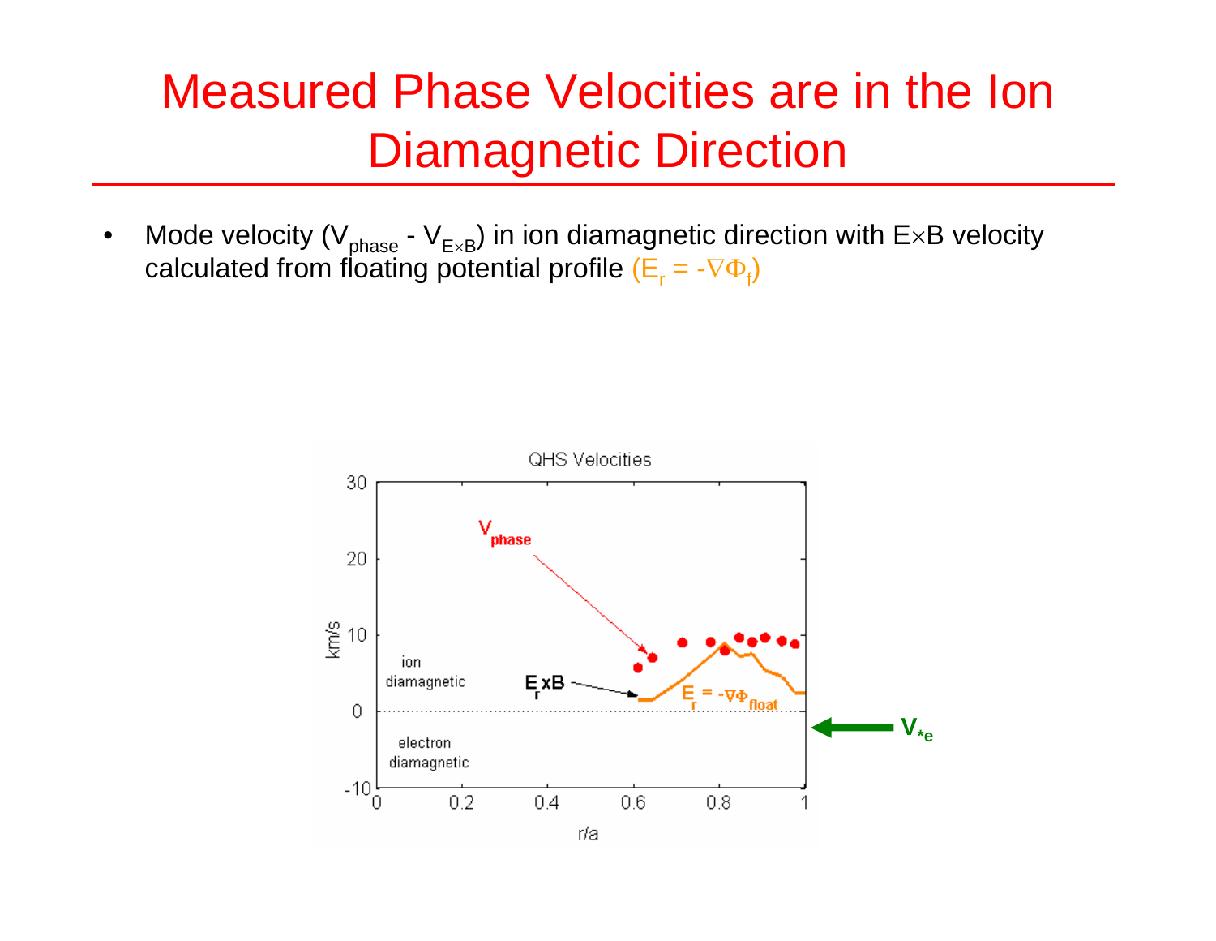# Measured Phase Velocities are in the Ion Diamagnetic Direction

- Mode velocity ($V_{phase}$ - $V_{E\times B}$) in ion diamagnetic direction with E×B velocity calculated from floating potential profile ($E_r = -\nabla\Phi_f$)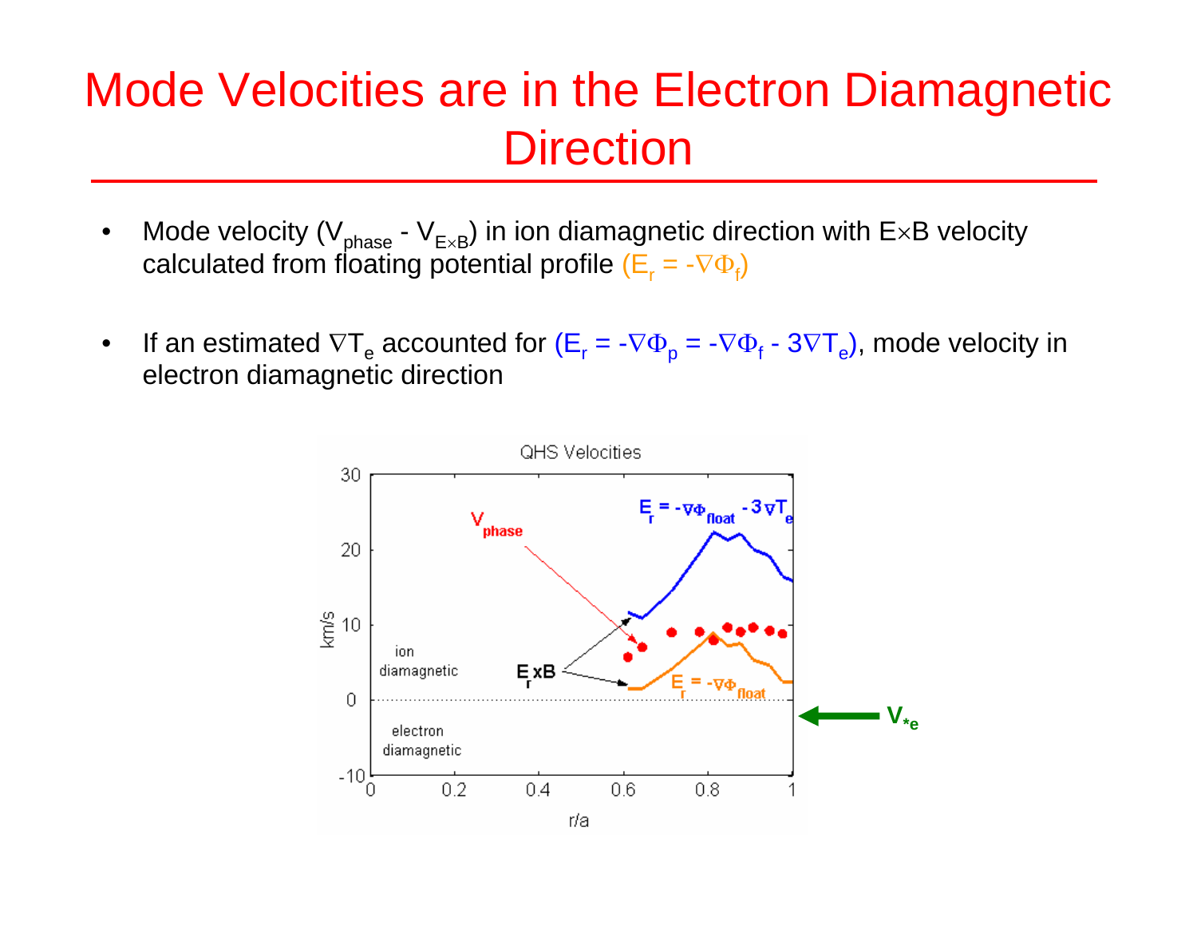# Mode Velocities are in the Electron Diamagnetic Direction

- Mode velocity ($V_{phase}$ - $V_{E\times B}$) in ion diamagnetic direction with E×B velocity calculated from floating potential profile ($E_r = -\nabla\Phi_f$)
- If an estimated $\nabla T_e$ accounted for ($E_r = -\nabla\Phi_p = -\nabla\Phi_f - 3\nabla T_e$), mode velocity in electron diamagnetic direction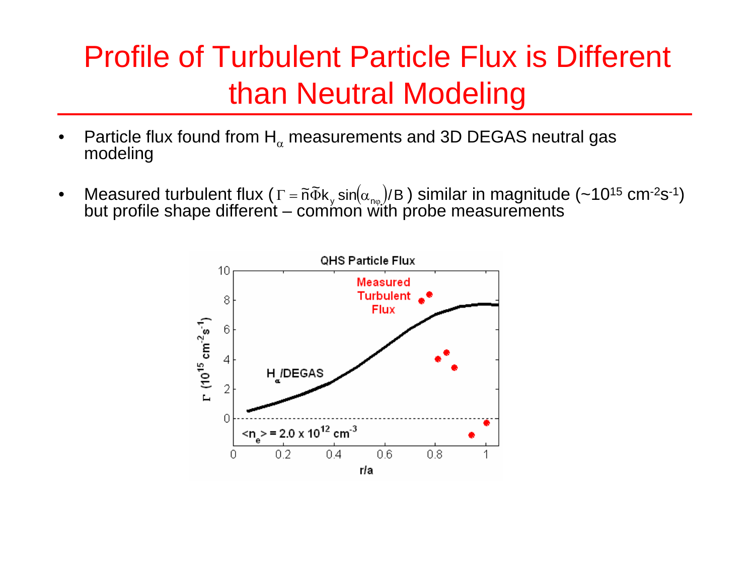# Profile of Turbulent Particle Flux is Different than Neutral Modeling

- Particle flux found from $H_\alpha$ measurements and 3D DEGAS neutral gas modeling
- Measured turbulent flux ($\Gamma = \tilde{n}\tilde{\Phi}k_y \sin(\alpha_{n\varphi})/B$) similar in magnitude (~$10^{15}$ $cm^{-2}s^{-1}$) but profile shape different – common with probe measurements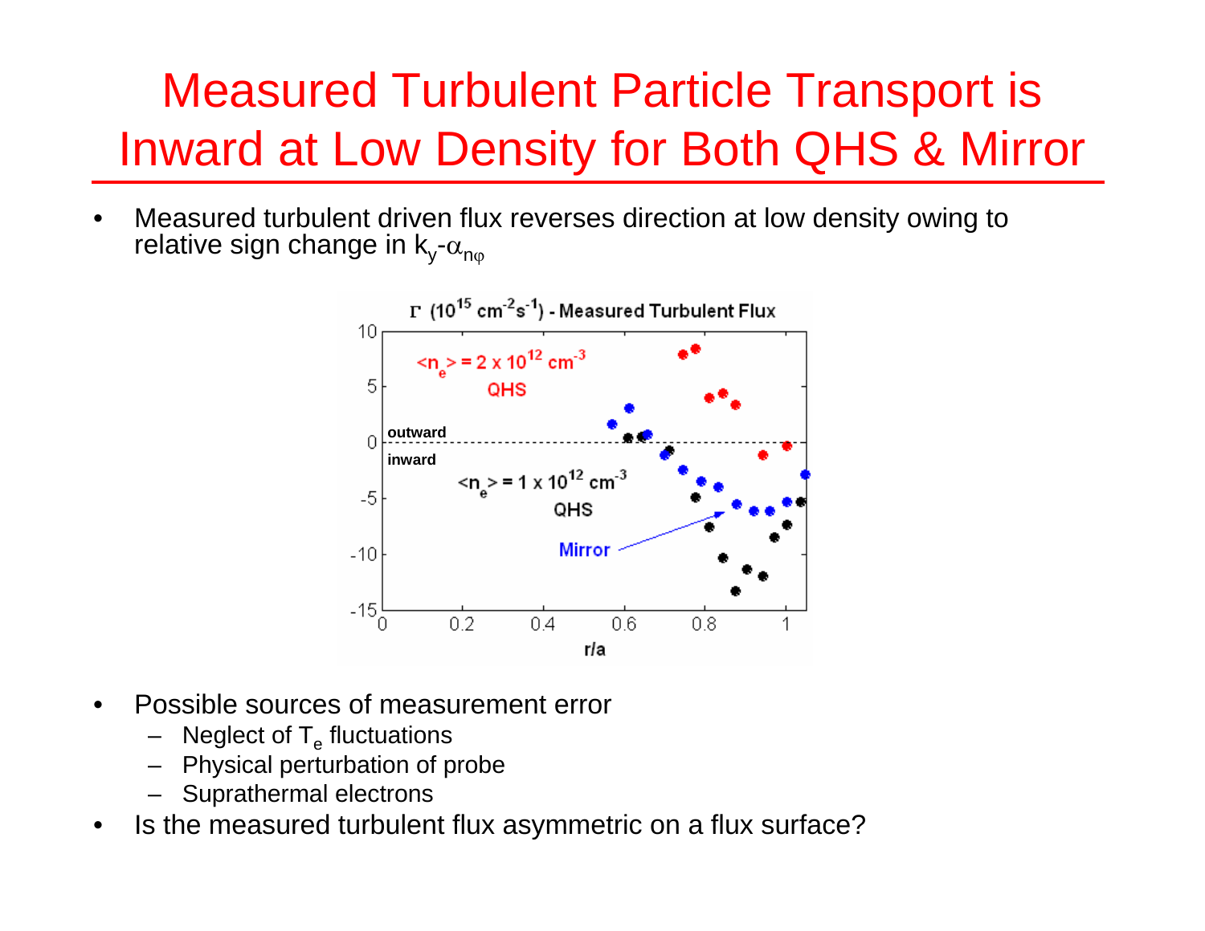# Measured Turbulent Particle Transport is Inward at Low Density for Both QHS & Mirror

- Measured turbulent driven flux reverses direction at low density owing to relative sign change in $k_y$-$\alpha_{n\varphi}$

- Possible sources of measurement error
  - Neglect of $T_e$ fluctuations
  - Physical perturbation of probe
  - Suprathermal electrons
- Is the measured turbulent flux asymmetric on a flux surface?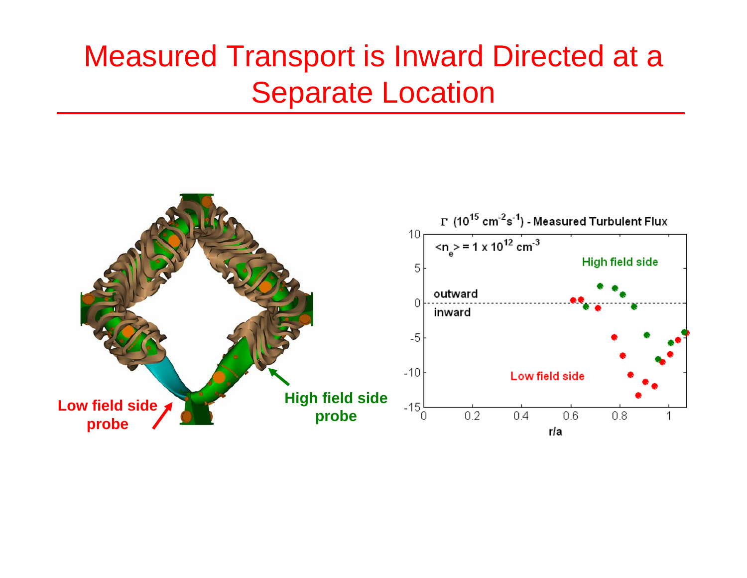# Measured Transport is Inward Directed at a Separate Location

Low field side probe

High field side probe

$\Gamma$ ($10^{15}$ cm$^{-2}$s$^{-1}$) - Measured Turbulent Flux

$<n_e> = 1 \times 10^{12}$ cm$^{-3}$

High field side

outward

inward

Low field side

r/a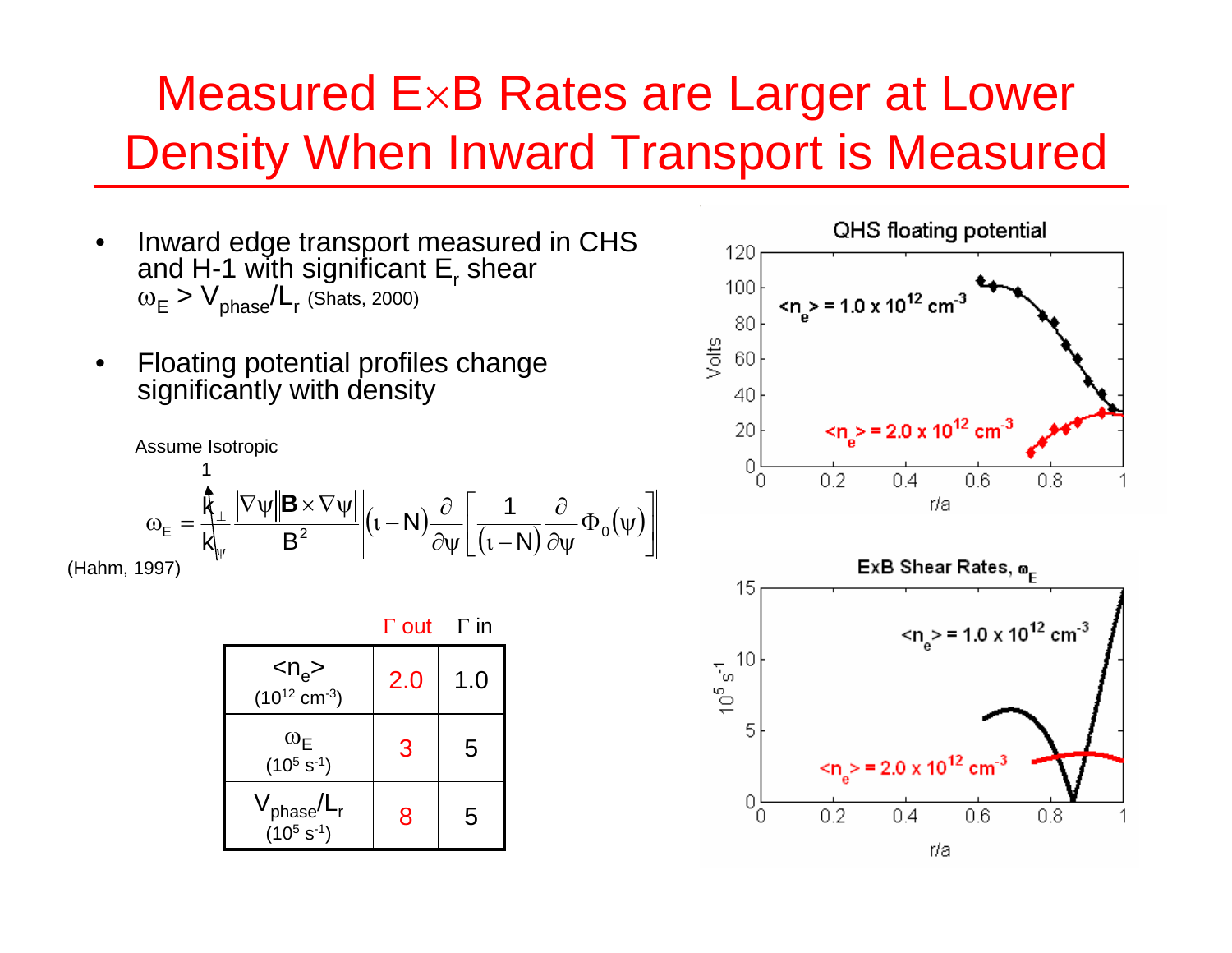# Measured E×B Rates are Larger at Lower Density When Inward Transport is Measured

- Inward edge transport measured in CHS and H-1 with significant $E_r$ shear $\omega_E > V_{phase}/L_r$ (Shats, 2000)
- Floating potential profiles change significantly with density

Assume Isotropic

$$\omega_E = \frac{k_\perp}{k_\psi} \frac{|\nabla\psi||\mathbf{B}\times\nabla\psi|}{B^2} \left| (\iota - N) \frac{\partial}{\partial\psi} \left[ \frac{1}{(\iota - N)} \frac{\partial}{\partial\psi} \Phi_0(\psi) \right] \right|$$

(Hahm, 1997)

| | Γ out | Γ in |
|---|---|---|
| $\langle n_e \rangle$ ($10^{12}$ cm$^{-3}$) | 2.0 | 1.0 |
| $\omega_E$ ($10^5$ s$^{-1}$) | 3 | 5 |
| $V_{phase}/L_r$ ($10^5$ s$^{-1}$) | 8 | 5 |

QHS floating potential

ExB Shear Rates, $\omega_E$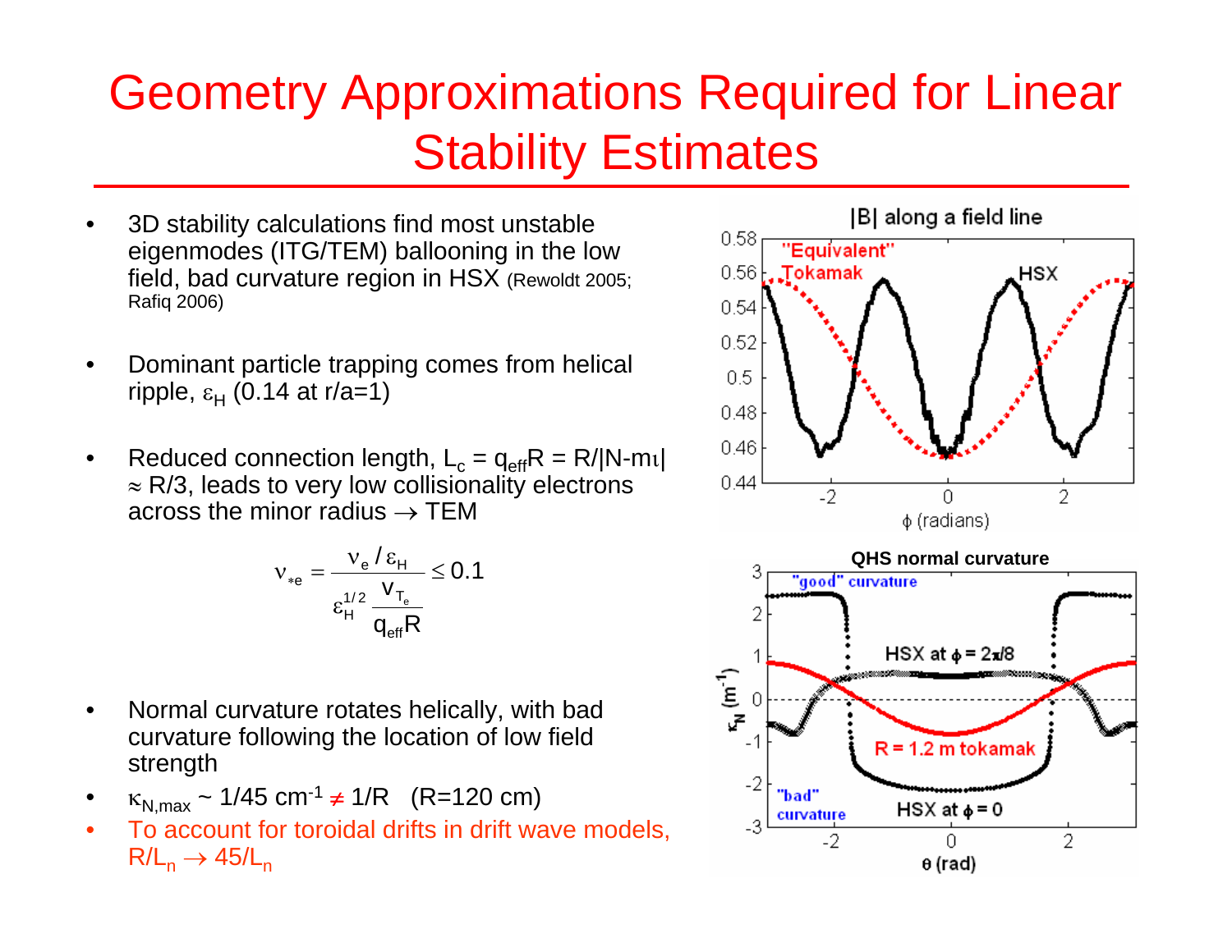# Geometry Approximations Required for Linear Stability Estimates

- 3D stability calculations find most unstable eigenmodes (ITG/TEM) ballooning in the low field, bad curvature region in HSX (Rewoldt 2005; Rafiq 2006)
- Dominant particle trapping comes from helical ripple, $\varepsilon_H$ (0.14 at r/a=1)
- Reduced connection length, $L_c = q_{eff}R = R/|N\text{-}m\iota| \approx R/3$, leads to very low collisionality electrons across the minor radius $\rightarrow$ TEM

$$\nu_{*e} = \frac{\nu_e / \varepsilon_H}{\varepsilon_H^{1/2} \dfrac{v_{T_e}}{q_{eff}R}} \leq 0.1$$

- Normal curvature rotates helically, with bad curvature following the location of low field strength
- $\kappa_{N,max} \sim 1/45\ \text{cm}^{-1} \neq 1/R$ (R=120 cm)
- To account for toroidal drifts in drift wave models, $R/L_n \rightarrow 45/L_n$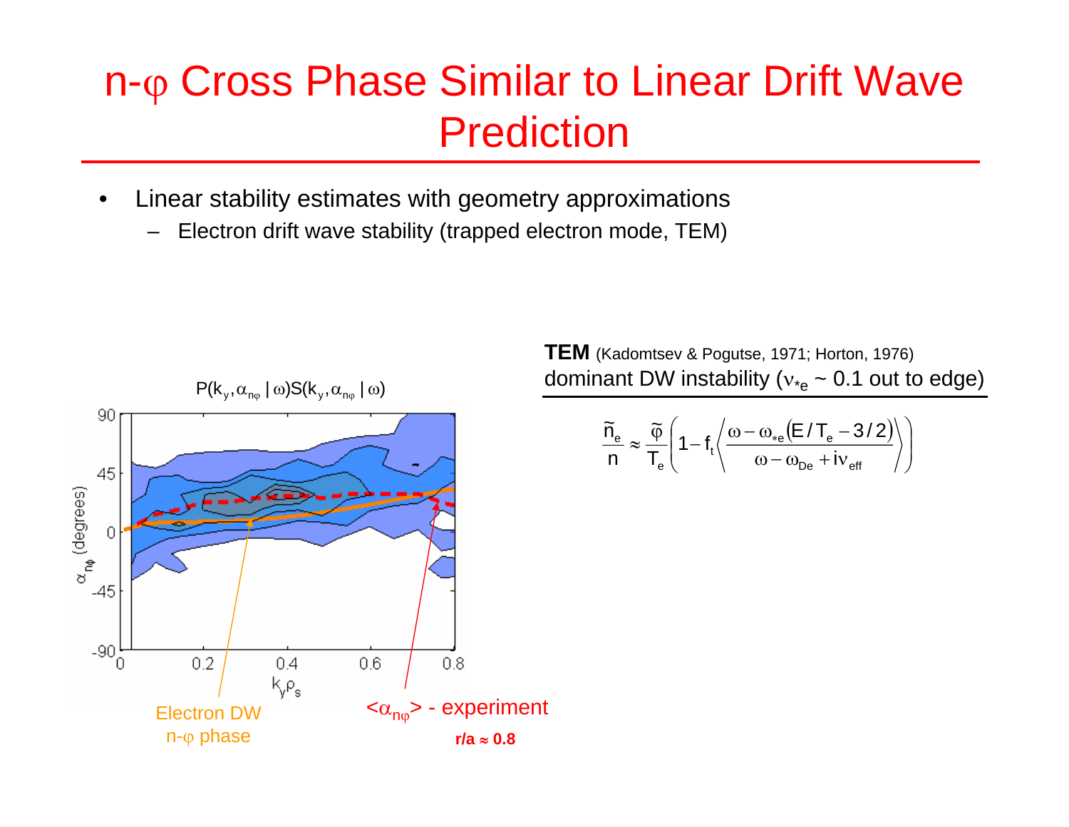# n-$\varphi$ Cross Phase Similar to Linear Drift Wave Prediction

- Linear stability estimates with geometry approximations
  - Electron drift wave stability (trapped electron mode, TEM)

$P(k_y, \alpha_{n\varphi} \mid \omega) S(k_y, \alpha_{n\varphi} \mid \omega)$

Electron DW n-$\varphi$ phase

$\langle \alpha_{n\varphi} \rangle$ - experiment

**r/a ≈ 0.8**

**TEM** (Kadomtsev & Pogutse, 1971; Horton, 1976)
dominant DW instability ($\nu_{*e}$ ~ 0.1 out to edge)

$$\frac{\tilde{n}_e}{n} \approx \frac{\tilde{\varphi}}{T_e}\left(1 - f_t \left\langle \frac{\omega - \omega_{*e}\left(E/T_e - 3/2\right)}{\omega - \omega_{De} + i\nu_{eff}} \right\rangle\right)$$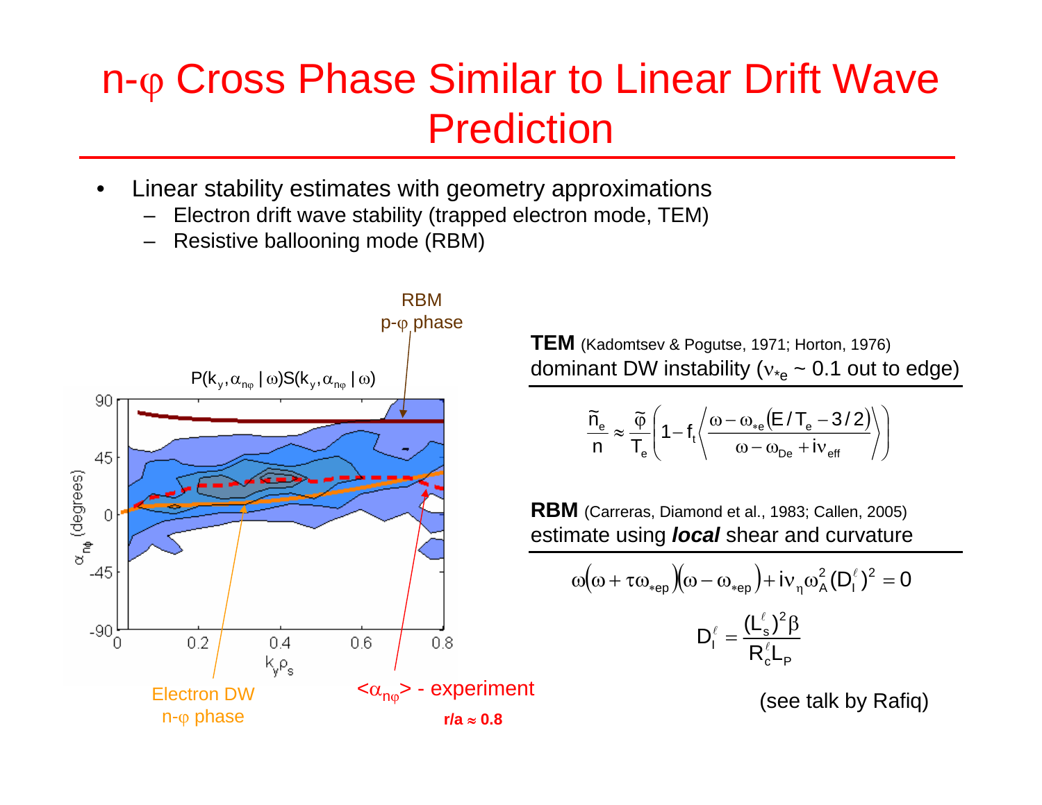# n-φ Cross Phase Similar to Linear Drift Wave Prediction

- Linear stability estimates with geometry approximations
  - Electron drift wave stability (trapped electron mode, TEM)
  - Resistive ballooning mode (RBM)

RBM p-φ phase

$P(k_y, \alpha_{n\varphi} \mid \omega) S(k_y, \alpha_{n\varphi} \mid \omega)$

Electron DW n-φ phase

$\langle \alpha_{n\varphi} \rangle$ - experiment

**r/a ≈ 0.8**

**TEM** (Kadomtsev & Pogutse, 1971; Horton, 1976)
dominant DW instability ($\nu_{*e} \sim 0.1$ out to edge)

$$\frac{\tilde{n}_e}{n} \approx \frac{\tilde{\varphi}}{T_e}\left(1 - f_t \left\langle \frac{\omega - \omega_{*e}(E/T_e - 3/2)}{\omega - \omega_{De} + i\nu_{eff}} \right\rangle\right)$$

**RBM** (Carreras, Diamond et al., 1983; Callen, 2005)
estimate using ***local*** shear and curvature

$$\omega(\omega + \tau\omega_{*ep})(\omega - \omega_{*ep}) + i\nu_\eta \omega_A^2 (D_I^\ell)^2 = 0$$

$$D_I^\ell = \frac{(L_s^\ell)^2 \beta}{R_c^\ell L_P}$$

(see talk by Rafiq)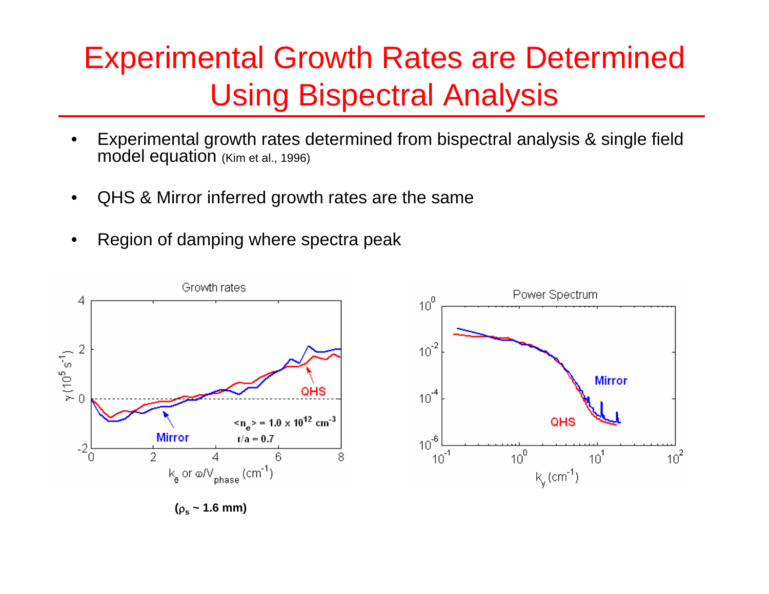# Experimental Growth Rates are Determined Using Bispectral Analysis

- Experimental growth rates determined from bispectral analysis & single field model equation (Kim et al., 1996)
- QHS & Mirror inferred growth rates are the same
- Region of damping where spectra peak

**($\rho_s$ ~ 1.6 mm)**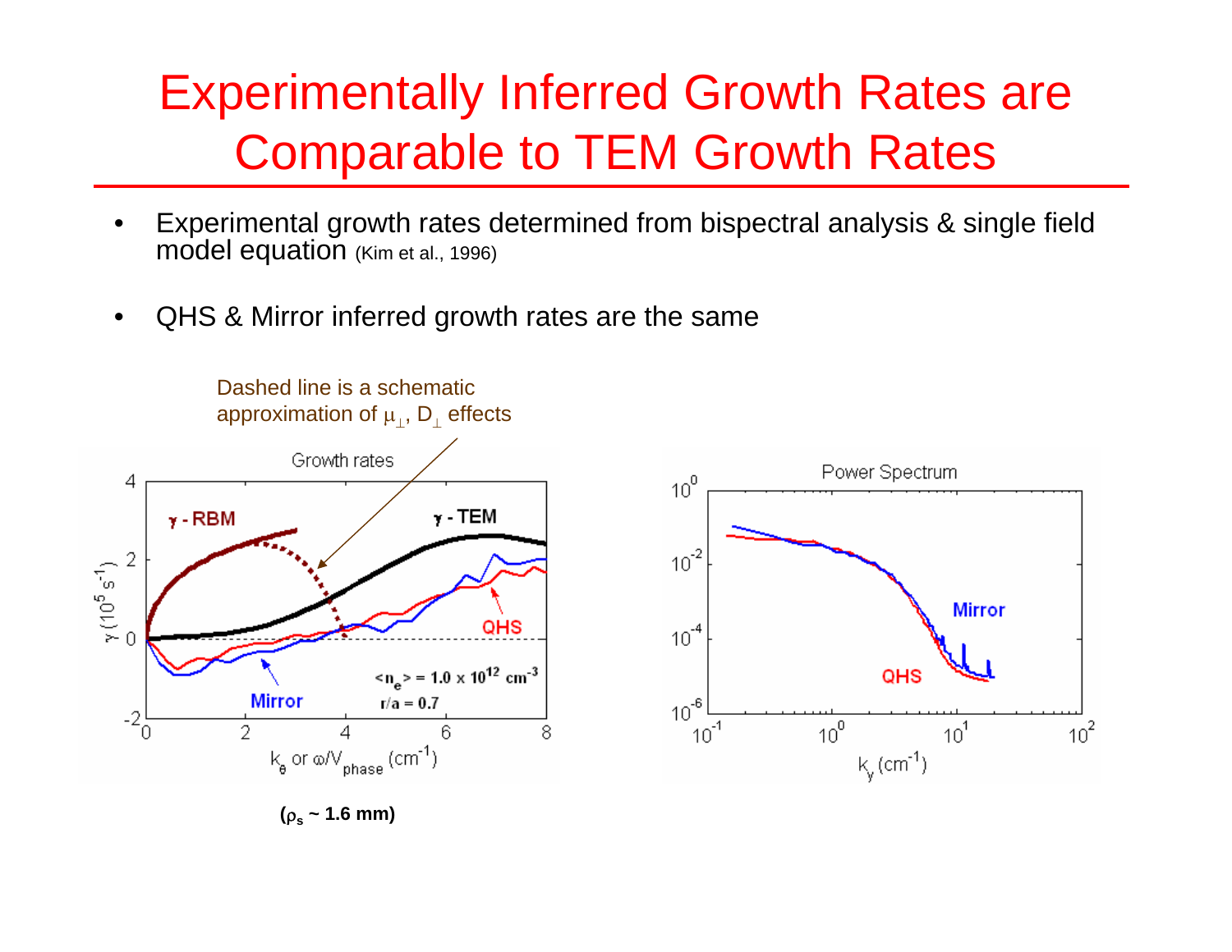# Experimentally Inferred Growth Rates are Comparable to TEM Growth Rates

- Experimental growth rates determined from bispectral analysis & single field model equation (Kim et al., 1996)
- QHS & Mirror inferred growth rates are the same

Dashed line is a schematic approximation of $\mu_\perp$, $D_\perp$ effects

($\rho_s$ ~ 1.6 mm)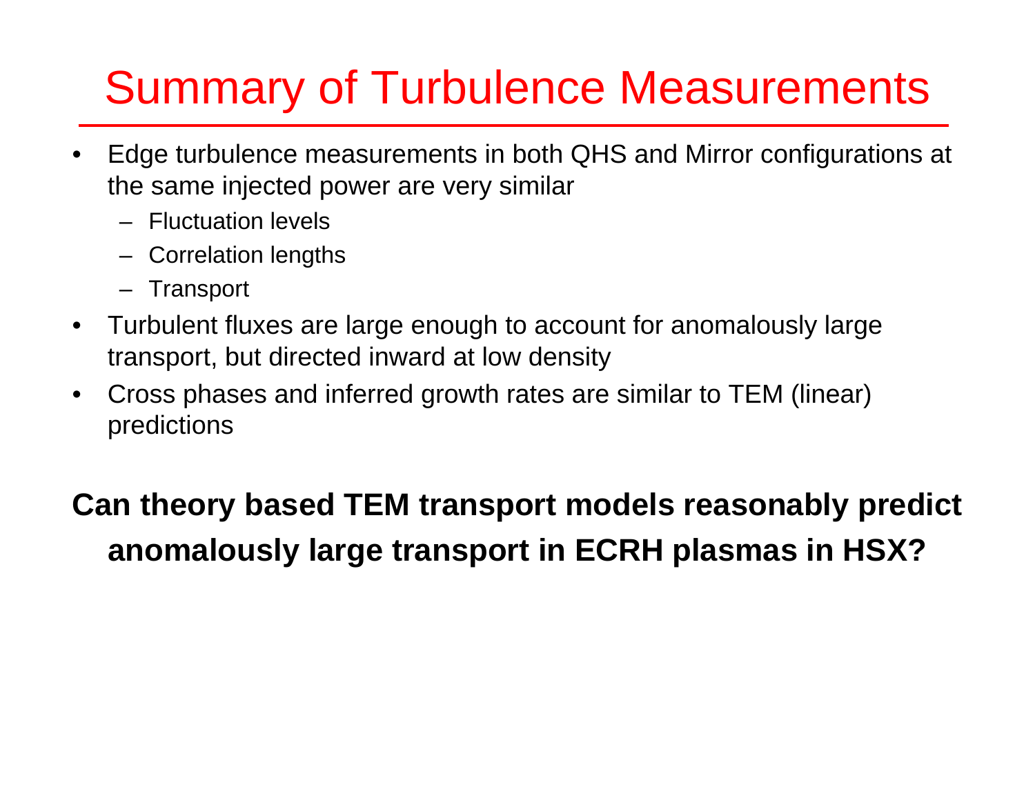# Summary of Turbulence Measurements

- Edge turbulence measurements in both QHS and Mirror configurations at the same injected power are very similar
  - Fluctuation levels
  - Correlation lengths
  - Transport
- Turbulent fluxes are large enough to account for anomalously large transport, but directed inward at low density
- Cross phases and inferred growth rates are similar to TEM (linear) predictions

**Can theory based TEM transport models reasonably predict anomalously large transport in ECRH plasmas in HSX?**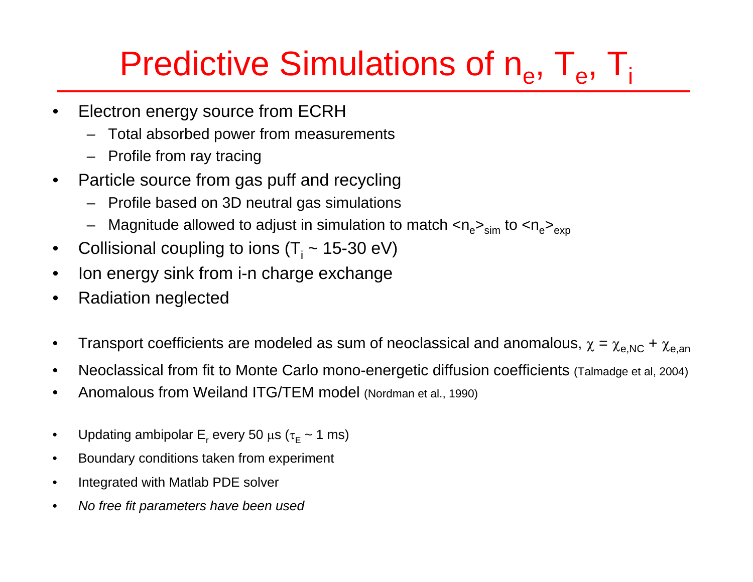# Predictive Simulations of $n_e$, $T_e$, $T_i$

- Electron energy source from ECRH
  - Total absorbed power from measurements
  - Profile from ray tracing
- Particle source from gas puff and recycling
  - Profile based on 3D neutral gas simulations
  - Magnitude allowed to adjust in simulation to match $\langle n_e \rangle_{sim}$ to $\langle n_e \rangle_{exp}$
- Collisional coupling to ions ($T_i$ ~ 15-30 eV)
- Ion energy sink from i-n charge exchange
- Radiation neglected

- Transport coefficients are modeled as sum of neoclassical and anomalous, $\chi = \chi_{e,NC} + \chi_{e,an}$
- Neoclassical from fit to Monte Carlo mono-energetic diffusion coefficients (Talmadge et al, 2004)
- Anomalous from Weiland ITG/TEM model (Nordman et al., 1990)

- Updating ambipolar $E_r$ every 50 $\mu$s ($\tau_E$ ~ 1 ms)
- Boundary conditions taken from experiment
- Integrated with Matlab PDE solver
- *No free fit parameters have been used*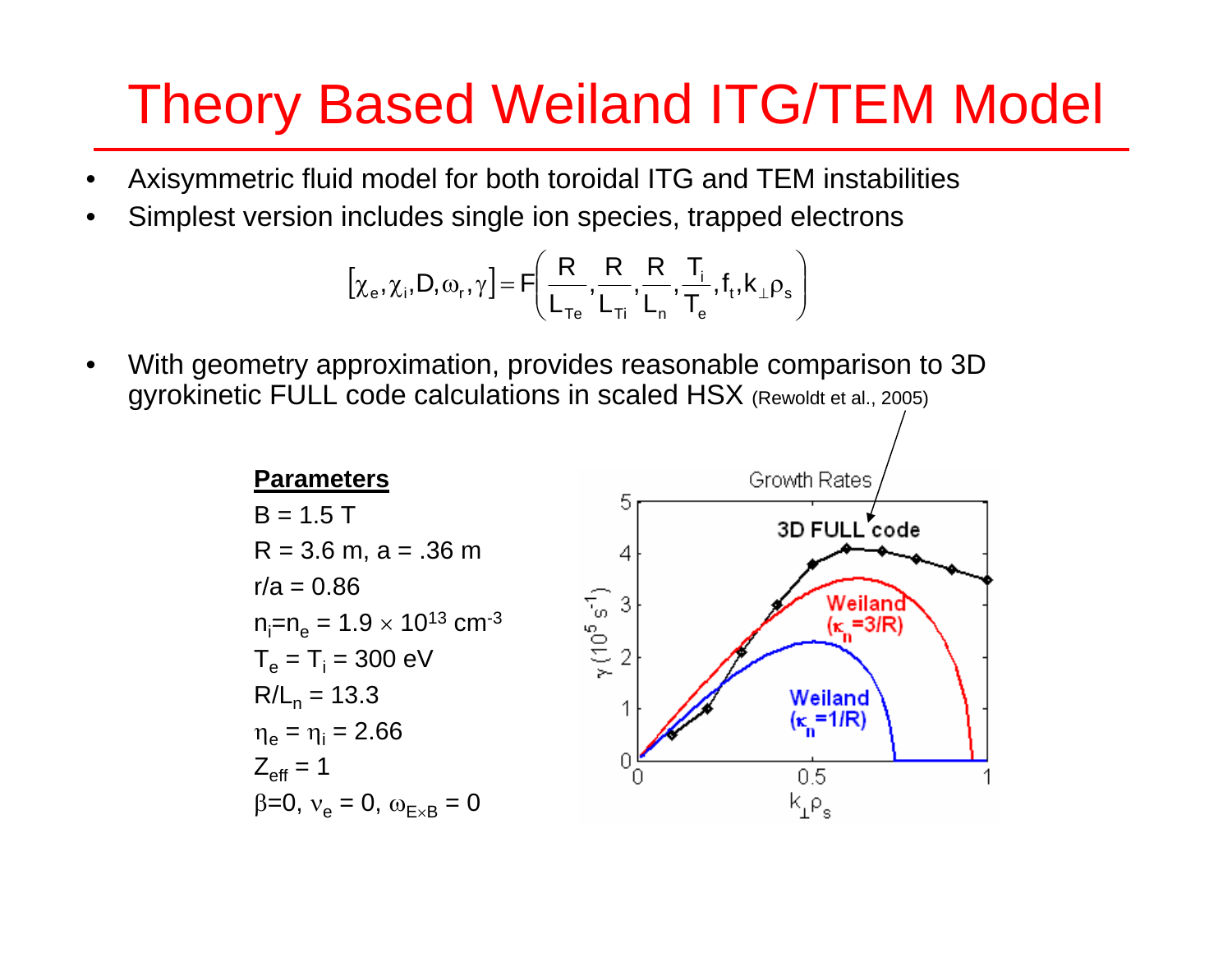# Theory Based Weiland ITG/TEM Model

- Axisymmetric fluid model for both toroidal ITG and TEM instabilities
- Simplest version includes single ion species, trapped electrons

$$\left[\chi_e, \chi_i, D, \omega_r, \gamma\right] = F\left(\frac{R}{L_{Te}}, \frac{R}{L_{Ti}}, \frac{R}{L_n}, \frac{T_i}{T_e}, f_t, k_\perp \rho_s\right)$$

- With geometry approximation, provides reasonable comparison to 3D gyrokinetic FULL code calculations in scaled HSX (Rewoldt et al., 2005)

**Parameters**

B = 1.5 T

R = 3.6 m, a = .36 m

r/a = 0.86

$n_i = n_e = 1.9 \times 10^{13}$ cm$^{-3}$

$T_e = T_i = 300$ eV

$R/L_n = 13.3$

$\eta_e = \eta_i = 2.66$

$Z_{eff} = 1$

$\beta = 0$, $\nu_e = 0$, $\omega_{E\times B} = 0$

Growth Rates

3D FULL code

Weiland ($\kappa_n = 3/R$)

Weiland ($\kappa_n = 1/R$)

$\gamma$ ($10^5$ s$^{-1}$)

$k_\perp \rho_s$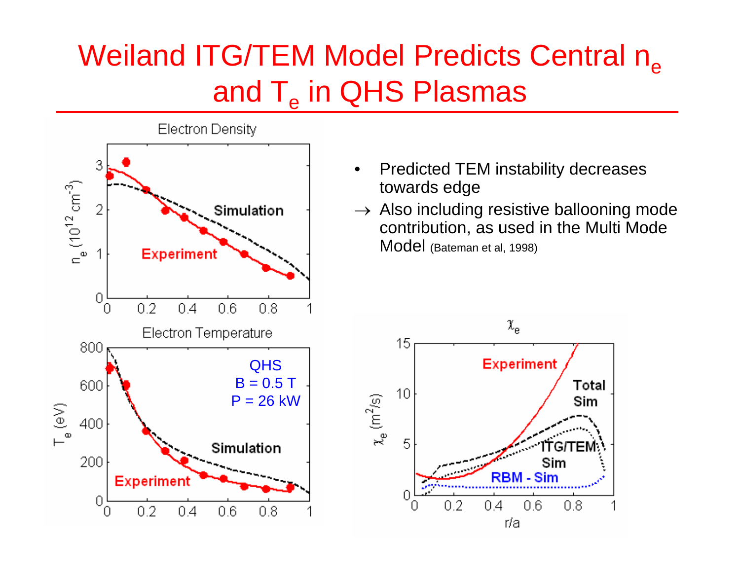# Weiland ITG/TEM Model Predicts Central $n_e$ and $T_e$ in QHS Plasmas

- Predicted TEM instability decreases towards edge

→ Also including resistive ballooning mode contribution, as used in the Multi Mode Model (Bateman et al, 1998)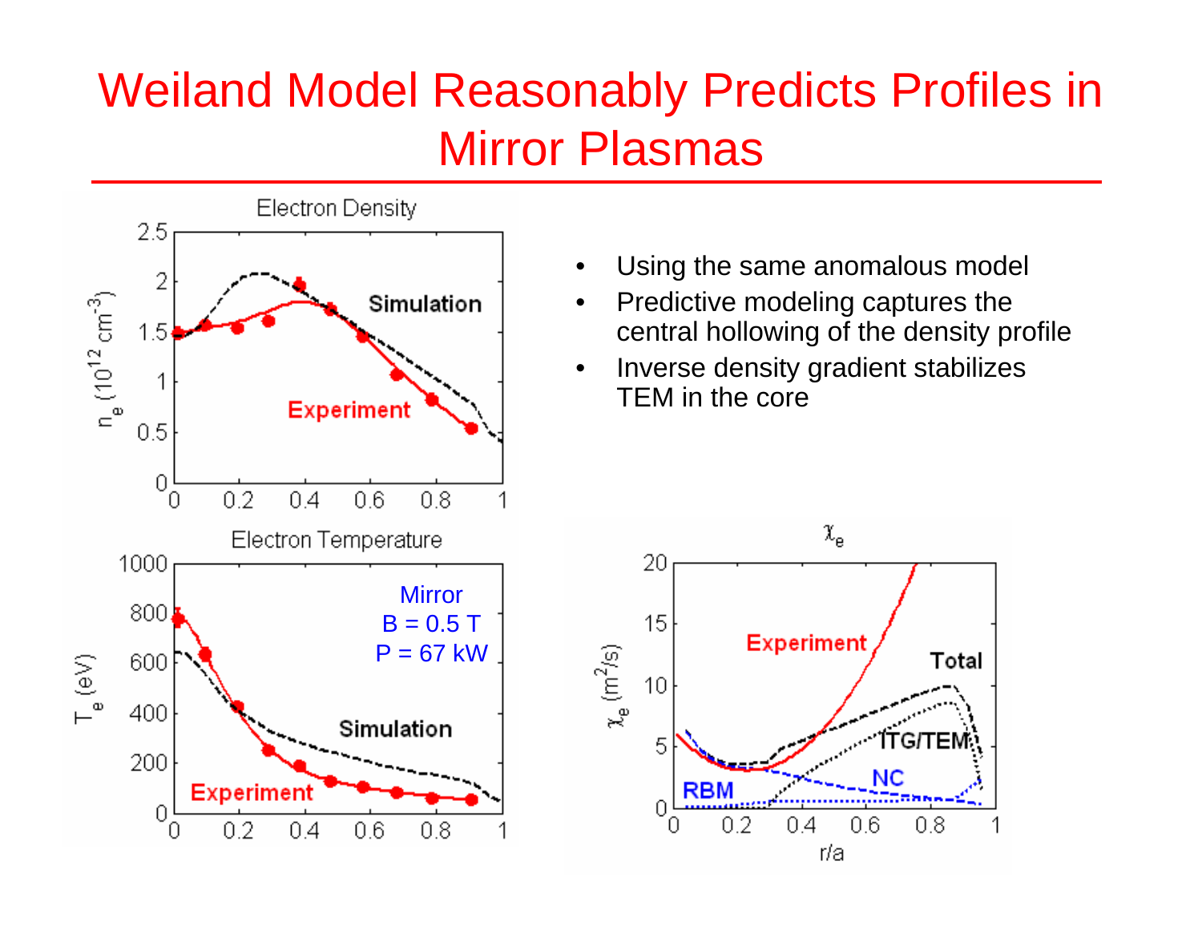# Weiland Model Reasonably Predicts Profiles in Mirror Plasmas

- Using the same anomalous model
- Predictive modeling captures the central hollowing of the density profile
- Inverse density gradient stabilizes TEM in the core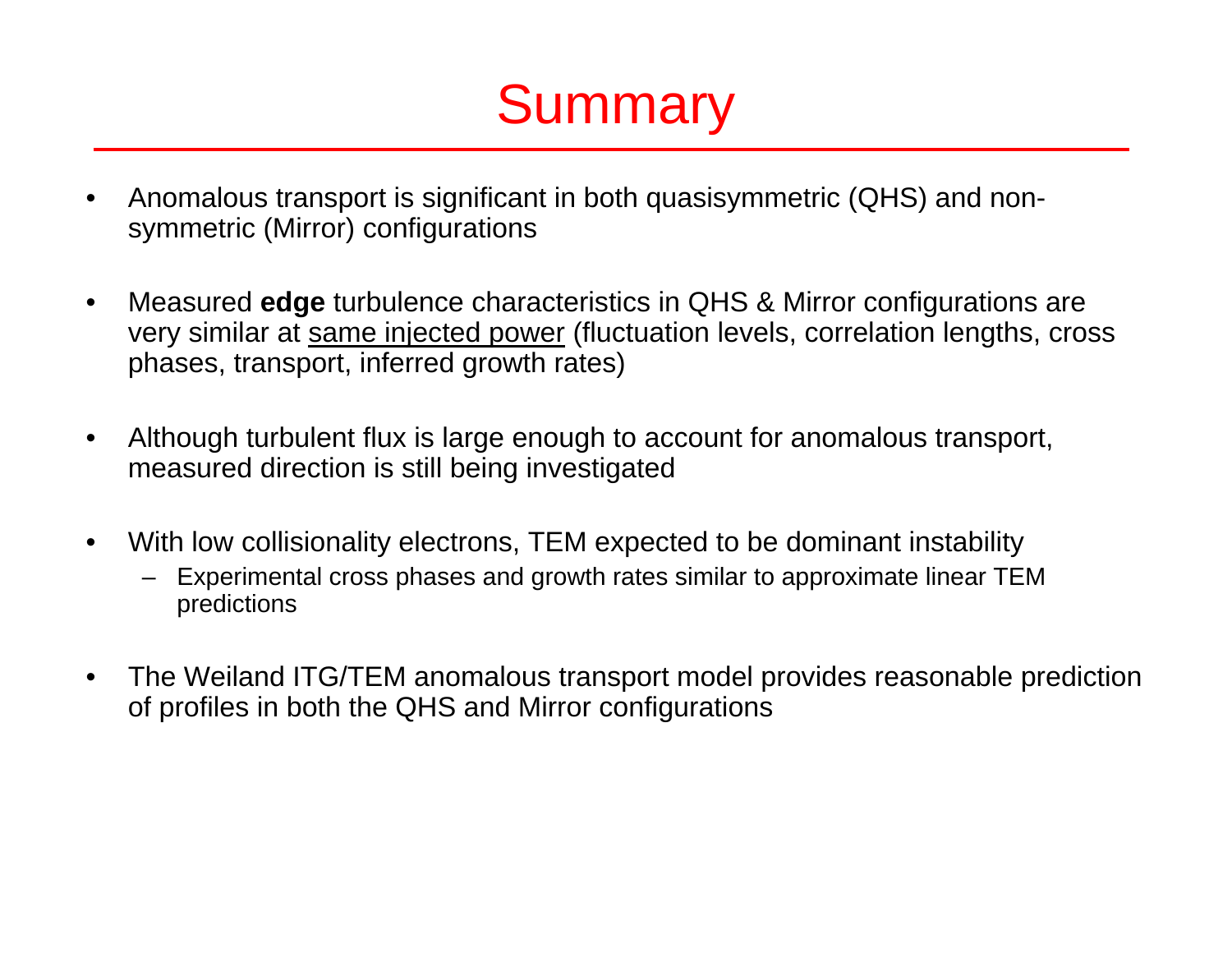# Summary

- Anomalous transport is significant in both quasisymmetric (QHS) and non-symmetric (Mirror) configurations

- Measured **edge** turbulence characteristics in QHS & Mirror configurations are very similar at same injected power (fluctuation levels, correlation lengths, cross phases, transport, inferred growth rates)

- Although turbulent flux is large enough to account for anomalous transport, measured direction is still being investigated

- With low collisionality electrons, TEM expected to be dominant instability
  - Experimental cross phases and growth rates similar to approximate linear TEM predictions

- The Weiland ITG/TEM anomalous transport model provides reasonable prediction of profiles in both the QHS and Mirror configurations